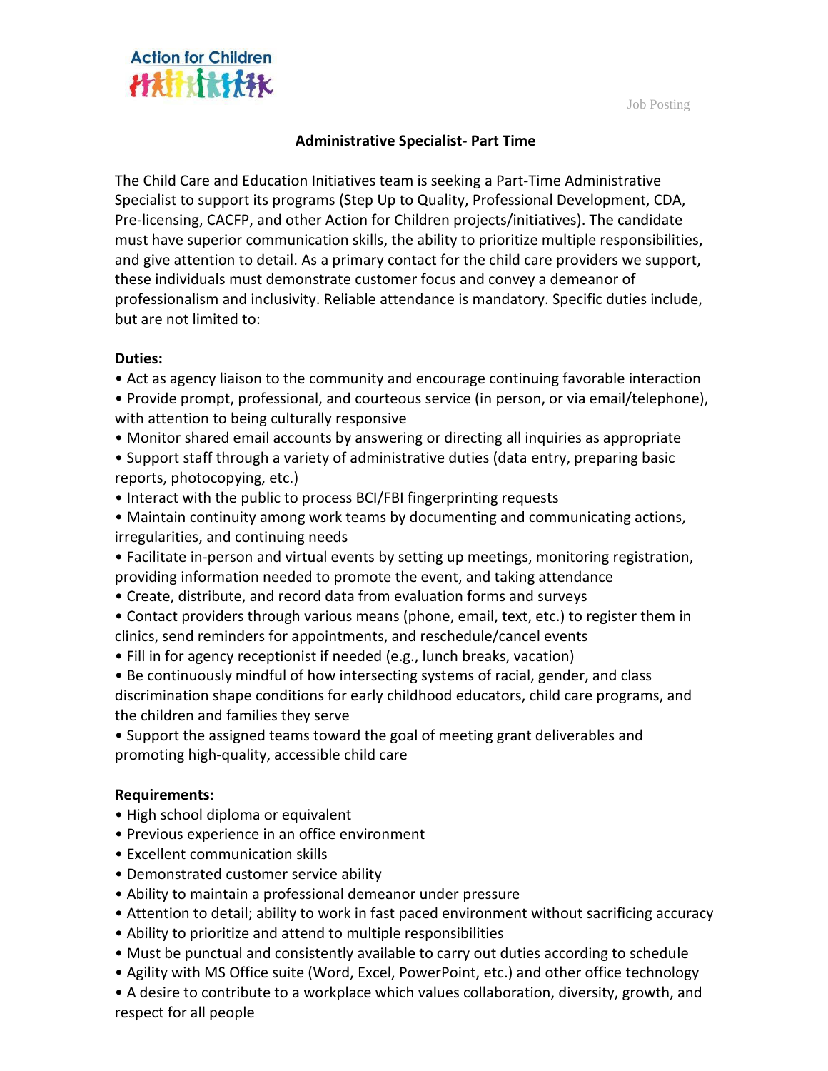Action for Children

Job Posting

# Administrative Specialist- Part Time

The Child Care and Education Initiatives team is seeking a Part-Time Administrative Specialist to support its programs (Step Up to Quality, Professional Development, CDA, Pre-licensing, CACFP, and other Action for Children projects/initiatives). The candidate must have superior communication skills, the ability to prioritize multiple responsibilities, and give attention to detail. As a primary contact for the child care providers we support, these individuals must demonstrate customer focus and convey a demeanor of professionalism and inclusivity. Reliable attendance is mandatory. Specific duties include, but are not limited to:

**Duties:**

- Act as agency liaison to the community and encourage continuing favorable interaction
- Provide prompt, professional, and courteous service (in person, or via email/telephone), with attention to being culturally responsive
- Monitor shared email accounts by answering or directing all inquiries as appropriate
- Support staff through a variety of administrative duties (data entry, preparing basic reports, photocopying, etc.)
- Interact with the public to process BCI/FBI fingerprinting requests
- Maintain continuity among work teams by documenting and communicating actions, irregularities, and continuing needs
- Facilitate in-person and virtual events by setting up meetings, monitoring registration, providing information needed to promote the event, and taking attendance
- Create, distribute, and record data from evaluation forms and surveys
- Contact providers through various means (phone, email, text, etc.) to register them in clinics, send reminders for appointments, and reschedule/cancel events
- Fill in for agency receptionist if needed (e.g., lunch breaks, vacation)
- Be continuously mindful of how intersecting systems of racial, gender, and class discrimination shape conditions for early childhood educators, child care programs, and the children and families they serve
- Support the assigned teams toward the goal of meeting grant deliverables and promoting high-quality, accessible child care

**Requirements:**

- High school diploma or equivalent
- Previous experience in an office environment
- Excellent communication skills
- Demonstrated customer service ability
- Ability to maintain a professional demeanor under pressure
- Attention to detail; ability to work in fast paced environment without sacrificing accuracy
- Ability to prioritize and attend to multiple responsibilities
- Must be punctual and consistently available to carry out duties according to schedule
- Agility with MS Office suite (Word, Excel, PowerPoint, etc.) and other office technology
- A desire to contribute to a workplace which values collaboration, diversity, growth, and respect for all people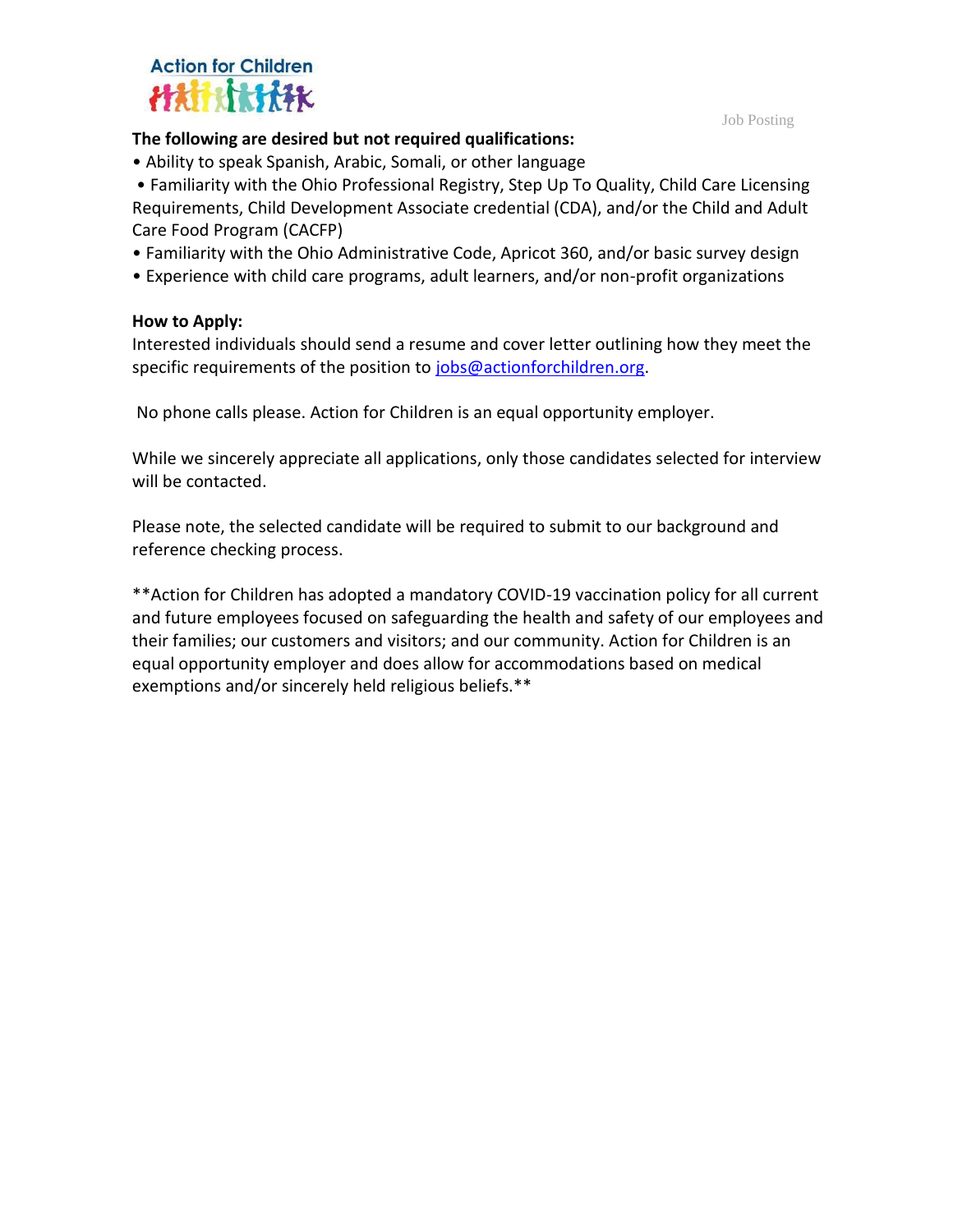**The following are desired but not required qualifications:**

- Ability to speak Spanish, Arabic, Somali, or other language
- Familiarity with the Ohio Professional Registry, Step Up To Quality, Child Care Licensing Requirements, Child Development Associate credential (CDA), and/or the Child and Adult Care Food Program (CACFP)
- Familiarity with the Ohio Administrative Code, Apricot 360, and/or basic survey design
- Experience with child care programs, adult learners, and/or non-profit organizations

**How to Apply:**

Interested individuals should send a resume and cover letter outlining how they meet the specific requirements of the position to jobs@actionforchildren.org.

No phone calls please. Action for Children is an equal opportunity employer.

While we sincerely appreciate all applications, only those candidates selected for interview will be contacted.

Please note, the selected candidate will be required to submit to our background and reference checking process.

**Action for Children has adopted a mandatory COVID-19 vaccination policy for all current and future employees focused on safeguarding the health and safety of our employees and their families; our customers and visitors; and our community. Action for Children is an equal opportunity employer and does allow for accommodations based on medical exemptions and/or sincerely held religious beliefs.**